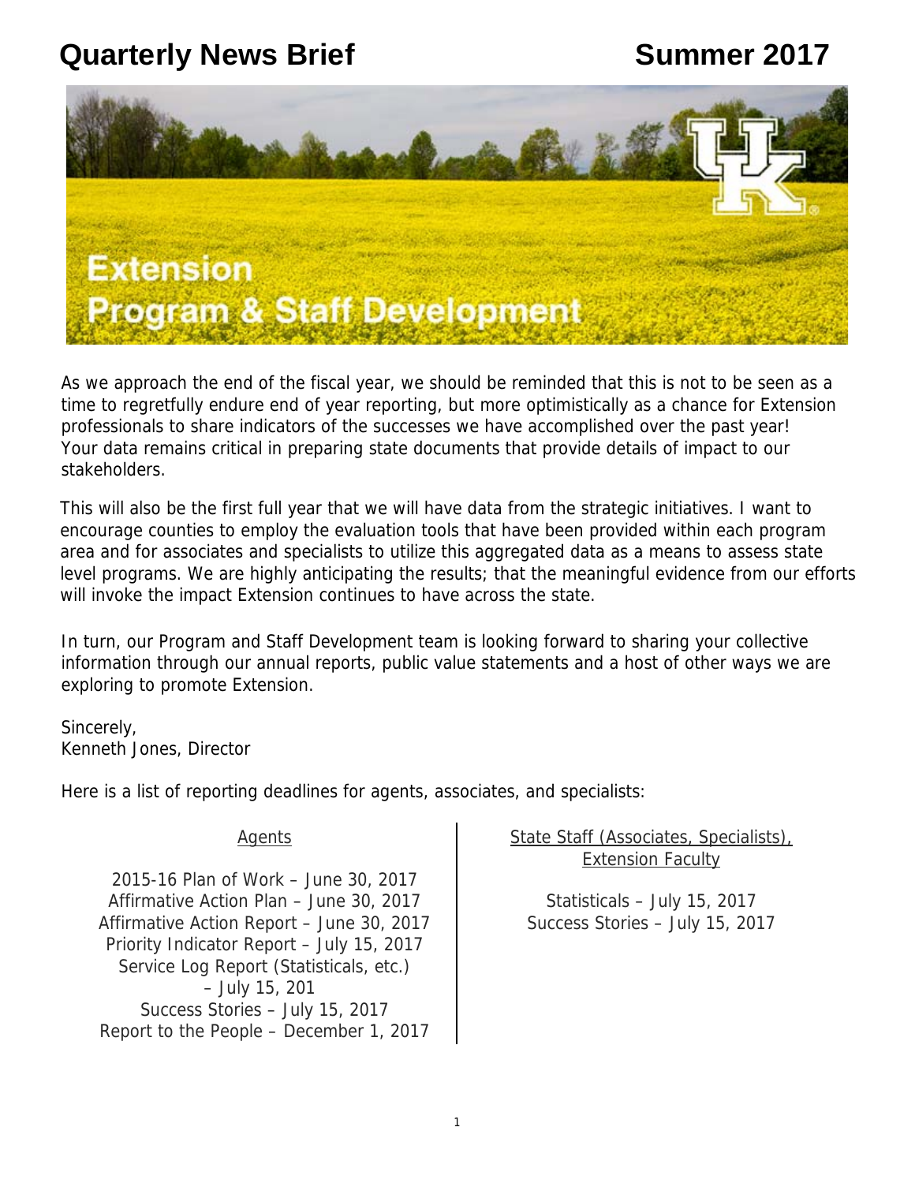# Quarterly News Brief

# Summer 2017

## Extension Program & Staff Development

As we approach the end of the fiscal year, we should be reminded that this is not to be seen as a time to regretfully endure end of year reporting, but more optimistically as a chance for Extension professionals to share indicators of the successes we have accomplished over the past year! Your data remains critical in preparing state documents that provide details of impact to our stakeholders.

This will also be the first full year that we will have data from the strategic initiatives. I want to encourage counties to employ the evaluation tools that have been provided within each program area and for associates and specialists to utilize this aggregated data as a means to assess state level programs. We are highly anticipating the results; that the meaningful evidence from our efforts will invoke the impact Extension continues to have across the state.

In turn, our Program and Staff Development team is looking forward to sharing your collective information through our annual reports, public value statements and a host of other ways we are exploring to promote Extension.

Sincerely,
Kenneth Jones, Director

Here is a list of reporting deadlines for agents, associates, and specialists:

Agents

2015-16 Plan of Work – June 30, 2017
Affirmative Action Plan – June 30, 2017
Affirmative Action Report – June 30, 2017
Priority Indicator Report – July 15, 2017
Service Log Report (Statisticals, etc.) – July 15, 201
Success Stories – July 15, 2017
Report to the People – December 1, 2017

State Staff (Associates, Specialists), Extension Faculty

Statisticals – July 15, 2017
Success Stories – July 15, 2017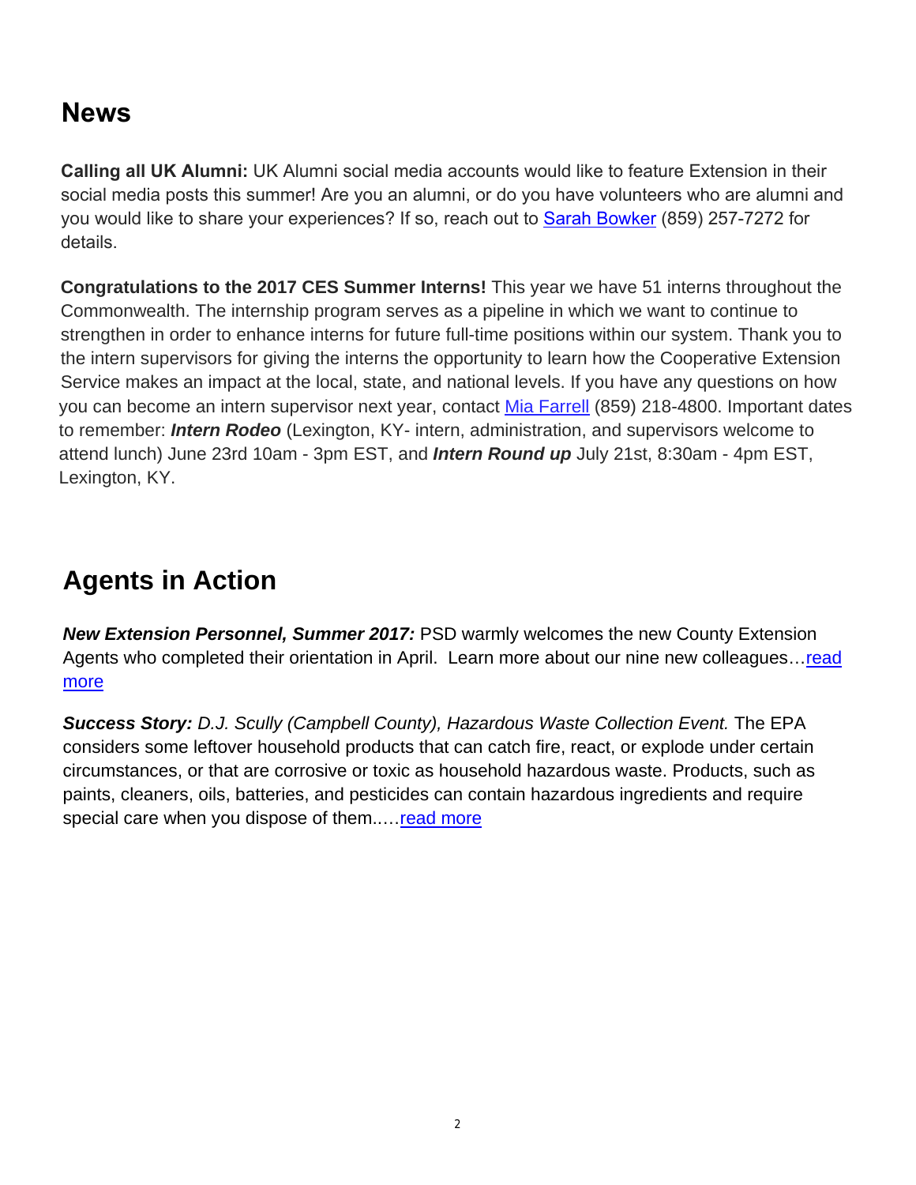## News

**Calling all UK Alumni:** UK Alumni social media accounts would like to feature Extension in their social media posts this summer! Are you an alumni, or do you have volunteers who are alumni and you would like to share your experiences? If so, reach out to Sarah Bowker (859) 257-7272 for details.

**Congratulations to the 2017 CES Summer Interns!** This year we have 51 interns throughout the Commonwealth. The internship program serves as a pipeline in which we want to continue to strengthen in order to enhance interns for future full-time positions within our system. Thank you to the intern supervisors for giving the interns the opportunity to learn how the Cooperative Extension Service makes an impact at the local, state, and national levels. If you have any questions on how you can become an intern supervisor next year, contact Mia Farrell (859) 218-4800. Important dates to remember: ***Intern Rodeo*** (Lexington, KY- intern, administration, and supervisors welcome to attend lunch) June 23rd 10am - 3pm EST, and ***Intern Round up*** July 21st, 8:30am - 4pm EST, Lexington, KY.

## Agents in Action

***New Extension Personnel, Summer 2017:*** PSD warmly welcomes the new County Extension Agents who completed their orientation in April. Learn more about our nine new colleagues…read more

***Success Story:*** *D.J. Scully (Campbell County), Hazardous Waste Collection Event.* The EPA considers some leftover household products that can catch fire, react, or explode under certain circumstances, or that are corrosive or toxic as household hazardous waste. Products, such as paints, cleaners, oils, batteries, and pesticides can contain hazardous ingredients and require special care when you dispose of them.….read more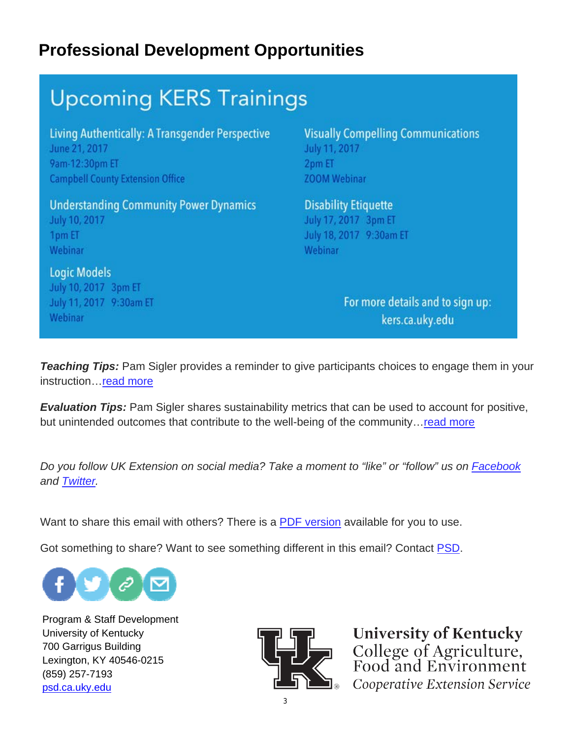# Professional Development Opportunities

## Upcoming KERS Trainings

**Living Authentically: A Transgender Perspective**
June 21, 2017
9am-12:30pm ET
Campbell County Extension Office

**Understanding Community Power Dynamics**
July 10, 2017
1pm ET
Webinar

**Logic Models**
July 10, 2017 3pm ET
July 11, 2017 9:30am ET
Webinar

**Visually Compelling Communications**
July 11, 2017
2pm ET
ZOOM Webinar

**Disability Etiquette**
July 17, 2017 3pm ET
July 18, 2017 9:30am ET
Webinar

For more details and to sign up:
kers.ca.uky.edu

***Teaching Tips:*** Pam Sigler provides a reminder to give participants choices to engage them in your instruction…read more

***Evaluation Tips:*** Pam Sigler shares sustainability metrics that can be used to account for positive, but unintended outcomes that contribute to the well-being of the community…read more

*Do you follow UK Extension on social media? Take a moment to "like" or "follow" us on Facebook and Twitter.*

Want to share this email with others? There is a PDF version available for you to use.

Got something to share? Want to see something different in this email? Contact PSD.

Program & Staff Development
University of Kentucky
700 Garrigus Building
Lexington, KY 40546-0215
(859) 257-7193
psd.ca.uky.edu

University of Kentucky
College of Agriculture, Food and Environment
*Cooperative Extension Service*